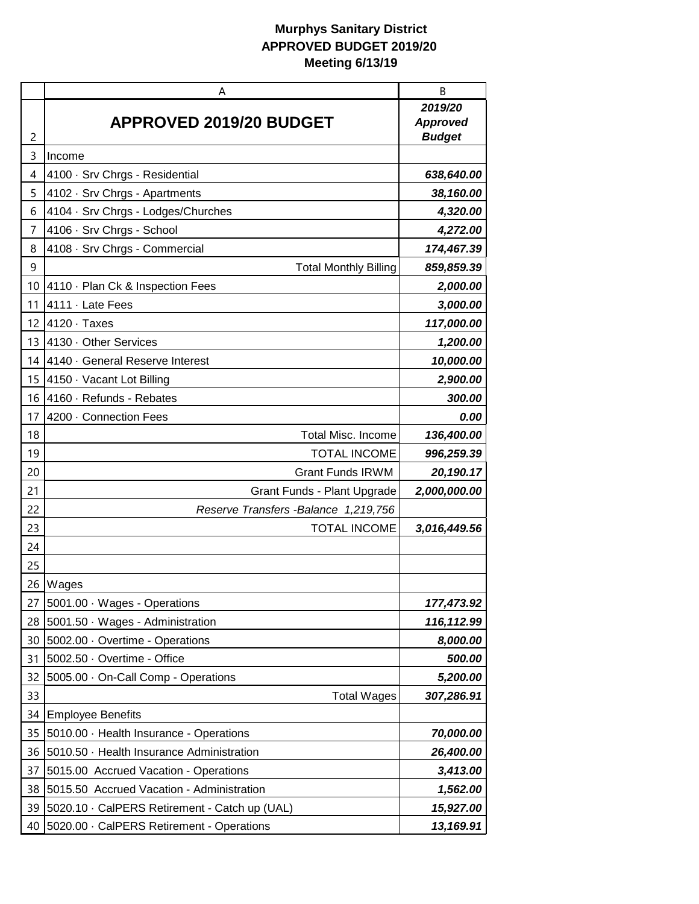**Murphys Sanitary District**
**APPROVED BUDGET 2019/20**
**Meeting 6/13/19**

| | A | B |
|---|---|---|
| 2 | **APPROVED 2019/20 BUDGET** | ***2019/20 Approved Budget*** |
| 3 | Income | |
| 4 | 4100 · Srv Chrgs - Residential | ***638,640.00*** |
| 5 | 4102 · Srv Chrgs - Apartments | ***38,160.00*** |
| 6 | 4104 · Srv Chrgs - Lodges/Churches | ***4,320.00*** |
| 7 | 4106 · Srv Chrgs - School | ***4,272.00*** |
| 8 | 4108 · Srv Chrgs - Commercial | ***174,467.39*** |
| 9 | Total Monthly Billing | ***859,859.39*** |
| 10 | 4110 · Plan Ck & Inspection Fees | ***2,000.00*** |
| 11 | 4111 · Late Fees | ***3,000.00*** |
| 12 | 4120 · Taxes | ***117,000.00*** |
| 13 | 4130 · Other Services | ***1,200.00*** |
| 14 | 4140 · General Reserve Interest | ***10,000.00*** |
| 15 | 4150 · Vacant Lot Billing | ***2,900.00*** |
| 16 | 4160 · Refunds - Rebates | ***300.00*** |
| 17 | 4200 · Connection Fees | ***0.00*** |
| 18 | Total Misc. Income | ***136,400.00*** |
| 19 | TOTAL INCOME | ***996,259.39*** |
| 20 | Grant Funds IRWM | ***20,190.17*** |
| 21 | Grant Funds - Plant Upgrade | ***2,000,000.00*** |
| 22 | *Reserve Transfers -Balance 1,219,756* | |
| 23 | TOTAL INCOME | ***3,016,449.56*** |
| 24 | | |
| 25 | | |
| 26 | Wages | |
| 27 | 5001.00 · Wages - Operations | ***177,473.92*** |
| 28 | 5001.50 · Wages - Administration | ***116,112.99*** |
| 30 | 5002.00 · Overtime - Operations | ***8,000.00*** |
| 31 | 5002.50 · Overtime - Office | ***500.00*** |
| 32 | 5005.00 · On-Call Comp - Operations | ***5,200.00*** |
| 33 | Total Wages | ***307,286.91*** |
| 34 | Employee Benefits | |
| 35 | 5010.00 · Health Insurance - Operations | ***70,000.00*** |
| 36 | 5010.50 · Health Insurance Administration | ***26,400.00*** |
| 37 | 5015.00 Accrued Vacation - Operations | ***3,413.00*** |
| 38 | 5015.50 Accrued Vacation - Administration | ***1,562.00*** |
| 39 | 5020.10 · CalPERS Retirement - Catch up (UAL) | ***15,927.00*** |
| 40 | 5020.00 · CalPERS Retirement - Operations | ***13,169.91*** |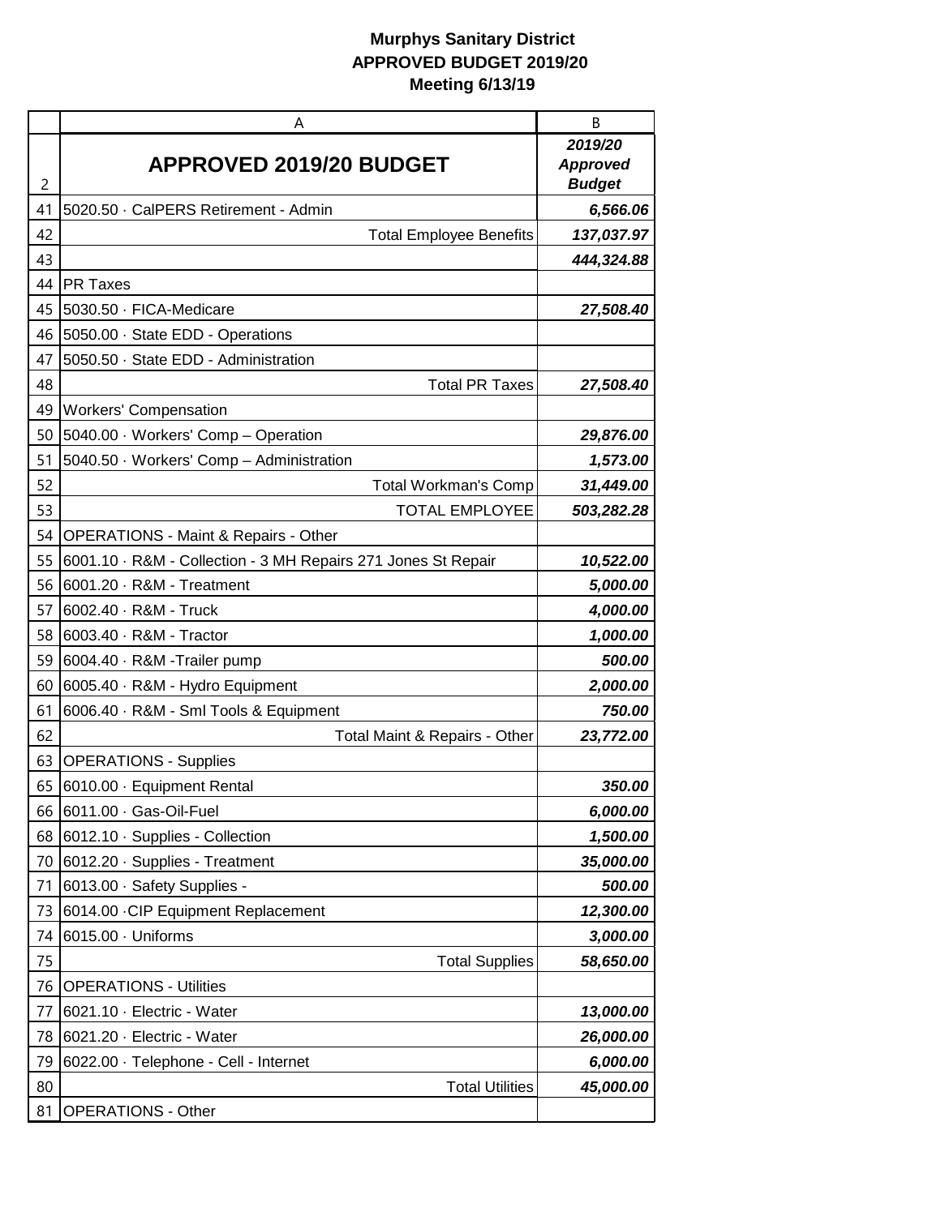# Murphys Sanitary District
## APPROVED BUDGET 2019/20
### Meeting 6/13/19

| | A | B |
|---|---|---|
| 2 | **APPROVED 2019/20 BUDGET** | ***2019/20 Approved Budget*** |
| 41 | 5020.50 · CalPERS Retirement - Admin | ***6,566.06*** |
| 42 | Total Employee Benefits | ***137,037.97*** |
| 43 | | ***444,324.88*** |
| 44 | PR Taxes | |
| 45 | 5030.50 · FICA-Medicare | ***27,508.40*** |
| 46 | 5050.00 · State EDD - Operations | |
| 47 | 5050.50 · State EDD - Administration | |
| 48 | Total PR Taxes | ***27,508.40*** |
| 49 | Workers' Compensation | |
| 50 | 5040.00 · Workers' Comp – Operation | ***29,876.00*** |
| 51 | 5040.50 · Workers' Comp – Administration | ***1,573.00*** |
| 52 | Total Workman's Comp | ***31,449.00*** |
| 53 | TOTAL EMPLOYEE | ***503,282.28*** |
| 54 | OPERATIONS - Maint & Repairs - Other | |
| 55 | 6001.10 · R&M - Collection - 3 MH Repairs 271 Jones St Repair | ***10,522.00*** |
| 56 | 6001.20 · R&M - Treatment | ***5,000.00*** |
| 57 | 6002.40 · R&M - Truck | ***4,000.00*** |
| 58 | 6003.40 · R&M - Tractor | ***1,000.00*** |
| 59 | 6004.40 · R&M -Trailer pump | ***500.00*** |
| 60 | 6005.40 · R&M - Hydro Equipment | ***2,000.00*** |
| 61 | 6006.40 · R&M - Sml Tools & Equipment | ***750.00*** |
| 62 | Total Maint & Repairs - Other | ***23,772.00*** |
| 63 | OPERATIONS - Supplies | |
| 65 | 6010.00 · Equipment Rental | ***350.00*** |
| 66 | 6011.00 · Gas-Oil-Fuel | ***6,000.00*** |
| 68 | 6012.10 · Supplies - Collection | ***1,500.00*** |
| 70 | 6012.20 · Supplies - Treatment | ***35,000.00*** |
| 71 | 6013.00 · Safety Supplies - | ***500.00*** |
| 73 | 6014.00 ·CIP Equipment Replacement | ***12,300.00*** |
| 74 | 6015.00 · Uniforms | ***3,000.00*** |
| 75 | Total Supplies | ***58,650.00*** |
| 76 | OPERATIONS - Utilities | |
| 77 | 6021.10 · Electric - Water | ***13,000.00*** |
| 78 | 6021.20 · Electric - Water | ***26,000.00*** |
| 79 | 6022.00 · Telephone - Cell - Internet | ***6,000.00*** |
| 80 | Total Utilities | ***45,000.00*** |
| 81 | OPERATIONS - Other | |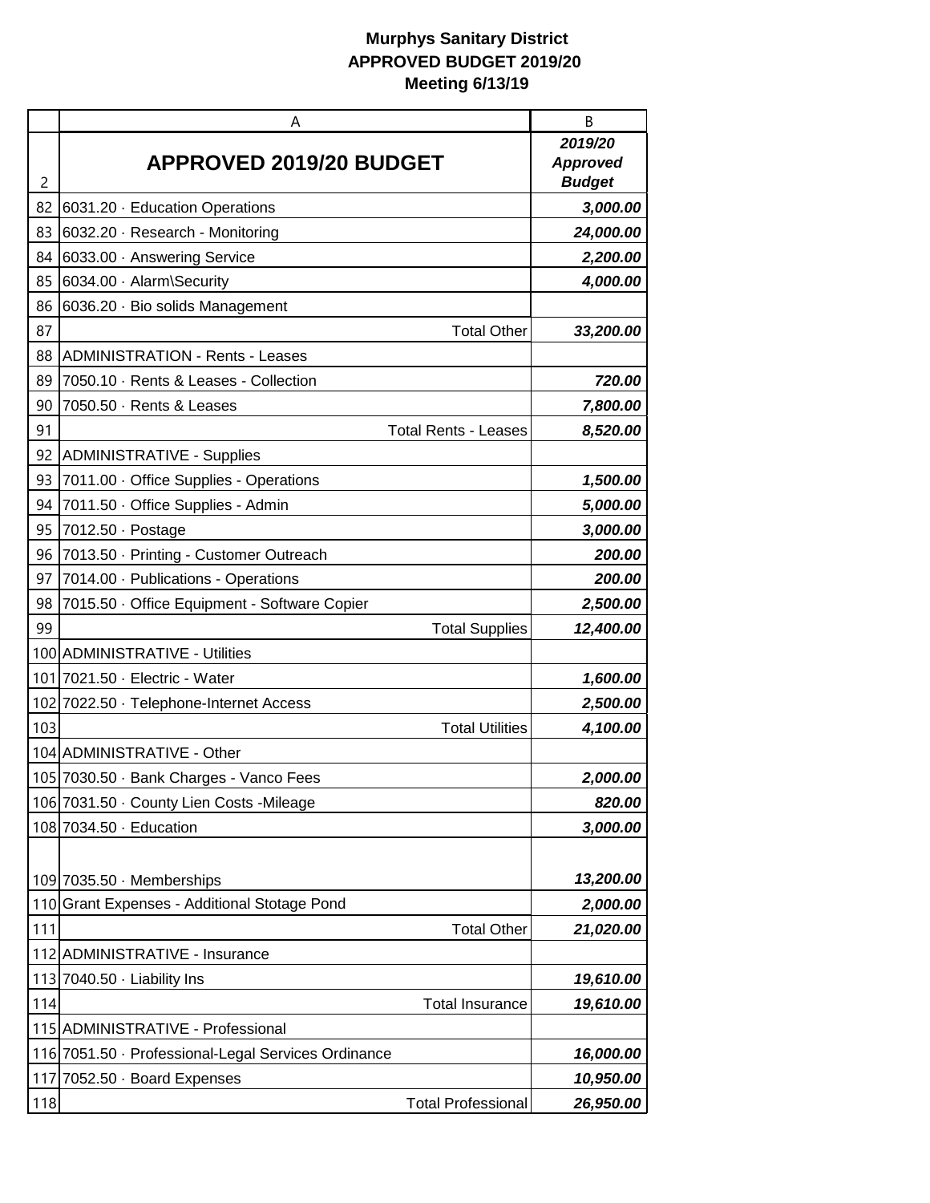**Murphys Sanitary District**
**APPROVED BUDGET 2019/20**
**Meeting 6/13/19**

| | A | B |
|---|---|---|
| 2 | **APPROVED 2019/20 BUDGET** | ***2019/20 Approved Budget*** |
| 82 | 6031.20 · Education Operations | ***3,000.00*** |
| 83 | 6032.20 · Research - Monitoring | ***24,000.00*** |
| 84 | 6033.00 · Answering Service | ***2,200.00*** |
| 85 | 6034.00 · Alarm\Security | ***4,000.00*** |
| 86 | 6036.20 · Bio solids Management | |
| 87 | Total Other | ***33,200.00*** |
| 88 | ADMINISTRATION - Rents - Leases | |
| 89 | 7050.10 · Rents & Leases - Collection | ***720.00*** |
| 90 | 7050.50 · Rents & Leases | ***7,800.00*** |
| 91 | Total Rents - Leases | ***8,520.00*** |
| 92 | ADMINISTRATIVE - Supplies | |
| 93 | 7011.00 · Office Supplies - Operations | ***1,500.00*** |
| 94 | 7011.50 · Office Supplies - Admin | ***5,000.00*** |
| 95 | 7012.50 · Postage | ***3,000.00*** |
| 96 | 7013.50 · Printing - Customer Outreach | ***200.00*** |
| 97 | 7014.00 · Publications - Operations | ***200.00*** |
| 98 | 7015.50 · Office Equipment - Software Copier | ***2,500.00*** |
| 99 | Total Supplies | ***12,400.00*** |
| 100 | ADMINISTRATIVE - Utilities | |
| 101 | 7021.50 · Electric - Water | ***1,600.00*** |
| 102 | 7022.50 · Telephone-Internet Access | ***2,500.00*** |
| 103 | Total Utilities | ***4,100.00*** |
| 104 | ADMINISTRATIVE - Other | |
| 105 | 7030.50 · Bank Charges - Vanco Fees | ***2,000.00*** |
| 106 | 7031.50 · County Lien Costs -Mileage | ***820.00*** |
| 108 | 7034.50 · Education | ***3,000.00*** |
| 109 | 7035.50 · Memberships | ***13,200.00*** |
| 110 | Grant Expenses - Additional Stotage Pond | ***2,000.00*** |
| 111 | Total Other | ***21,020.00*** |
| 112 | ADMINISTRATIVE - Insurance | |
| 113 | 7040.50 · Liability Ins | ***19,610.00*** |
| 114 | Total Insurance | ***19,610.00*** |
| 115 | ADMINISTRATIVE - Professional | |
| 116 | 7051.50 · Professional-Legal Services Ordinance | ***16,000.00*** |
| 117 | 7052.50 · Board Expenses | ***10,950.00*** |
| 118 | Total Professional | ***26,950.00*** |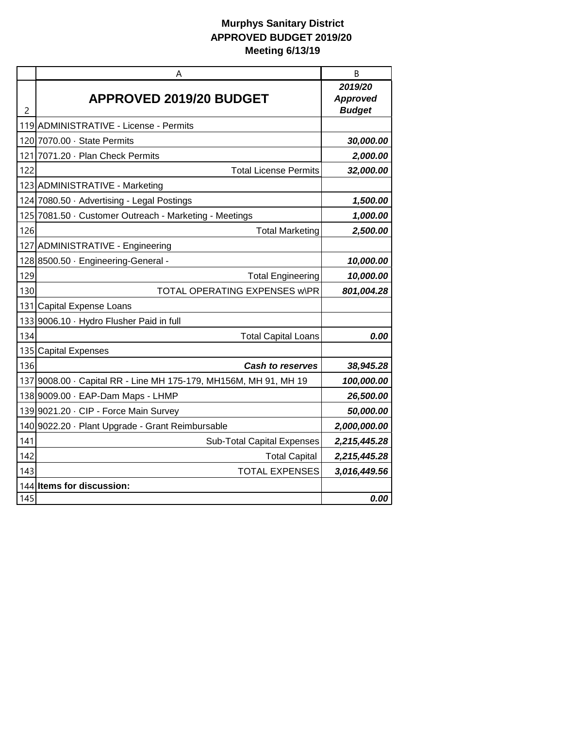**Murphys Sanitary District**
**APPROVED BUDGET 2019/20**
**Meeting 6/13/19**

| | A | B |
|---|---|---|
| 2 | **APPROVED 2019/20 BUDGET** | ***2019/20 Approved Budget*** |
| 119 | ADMINISTRATIVE - License - Permits | |
| 120 | 7070.00 · State Permits | ***30,000.00*** |
| 121 | 7071.20 · Plan Check Permits | ***2,000.00*** |
| 122 | Total License Permits | ***32,000.00*** |
| 123 | ADMINISTRATIVE - Marketing | |
| 124 | 7080.50 · Advertising - Legal Postings | ***1,500.00*** |
| 125 | 7081.50 · Customer Outreach - Marketing - Meetings | ***1,000.00*** |
| 126 | Total Marketing | ***2,500.00*** |
| 127 | ADMINISTRATIVE - Engineering | |
| 128 | 8500.50 · Engineering-General - | ***10,000.00*** |
| 129 | Total Engineering | ***10,000.00*** |
| 130 | TOTAL OPERATING EXPENSES w\PR | ***801,004.28*** |
| 131 | Capital Expense Loans | |
| 133 | 9006.10 · Hydro Flusher Paid in full | |
| 134 | Total Capital Loans | ***0.00*** |
| 135 | Capital Expenses | |
| 136 | ***Cash to reserves*** | ***38,945.28*** |
| 137 | 9008.00 · Capital RR - Line MH 175-179, MH156M, MH 91, MH 19 | ***100,000.00*** |
| 138 | 9009.00 · EAP-Dam Maps - LHMP | ***26,500.00*** |
| 139 | 9021.20 · CIP - Force Main Survey | ***50,000.00*** |
| 140 | 9022.20 · Plant Upgrade - Grant Reimbursable | ***2,000,000.00*** |
| 141 | Sub-Total Capital Expenses | ***2,215,445.28*** |
| 142 | Total Capital | ***2,215,445.28*** |
| 143 | TOTAL EXPENSES | ***3,016,449.56*** |
| 144 | **Items for discussion:** | |
| 145 | | ***0.00*** |